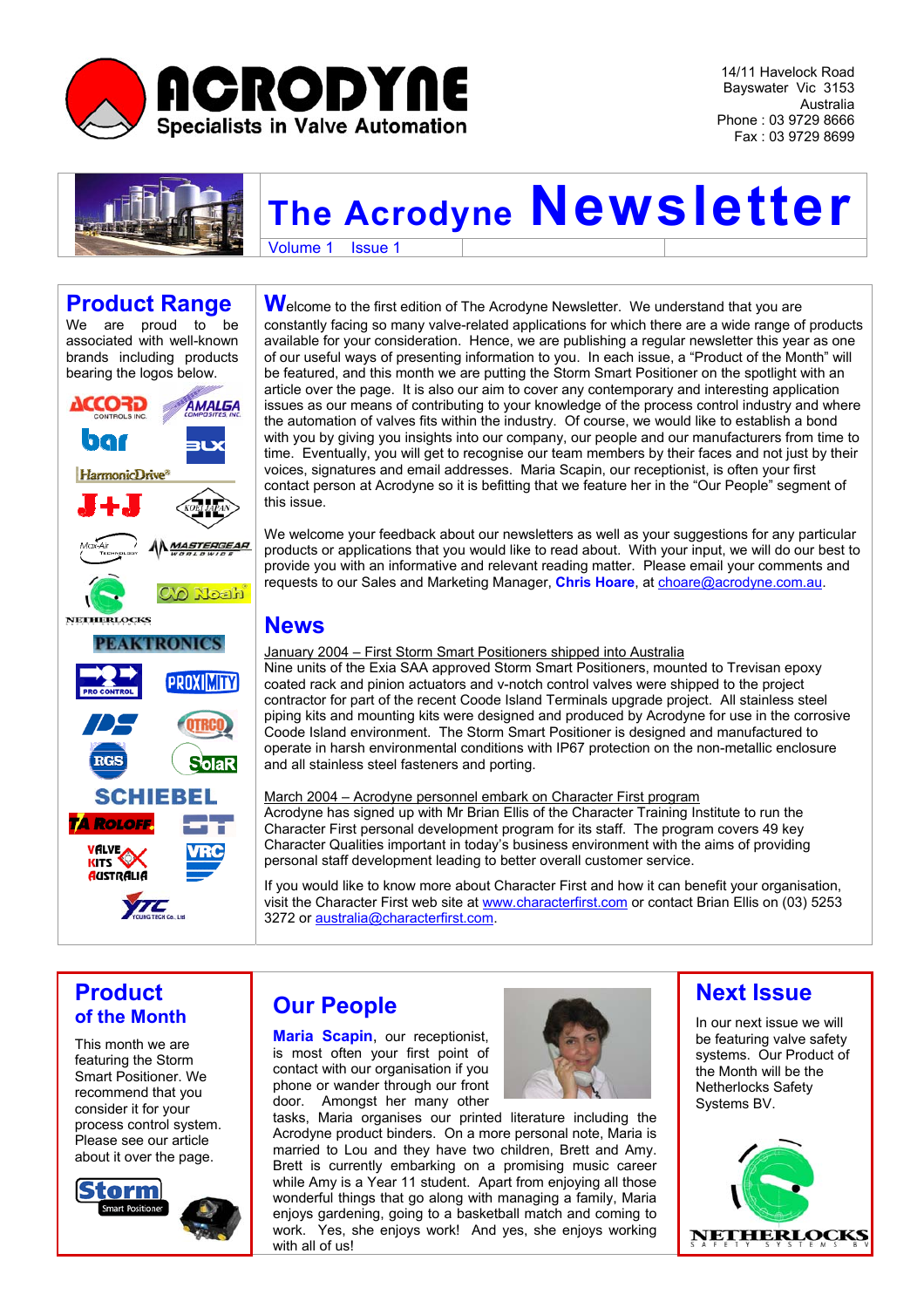# ACRODYNE
**Specialists in Valve Automation**

14/11 Havelock Road
Bayswater Vic 3153
Australia
Phone : 03 9729 8666
Fax : 03 9729 8699

# The Acrodyne Newsletter

Volume 1 Issue 1

## Product Range

We are proud to be associated with well-known brands including products bearing the logos below.

ACCORD Controls Inc., AMALGA Composites Inc., bar, BLX, HarmonicDrive®, J+J, KOEI JAPAN, Max-Air Technology, MASTERGEAR Worldwide, NETHERLOCKS, Noah, PEAKTRONICS, PRO CONTROL, PROXIMITY, PS, OTRCO, RGS, SolaR, SCHIEBEL, TA ROLOFF, ST, VALVE KITS AUSTRALIA, VRC, YTC Young Tech Co., Ltd

Welcome to the first edition of The Acrodyne Newsletter. We understand that you are constantly facing so many valve-related applications for which there are a wide range of products available for your consideration. Hence, we are publishing a regular newsletter this year as one of our useful ways of presenting information to you. In each issue, a "Product of the Month" will be featured, and this month we are putting the Storm Smart Positioner on the spotlight with an article over the page. It is also our aim to cover any contemporary and interesting application issues as our means of contributing to your knowledge of the process control industry and where the automation of valves fits within the industry. Of course, we would like to establish a bond with you by giving you insights into our company, our people and our manufacturers from time to time. Eventually, you will get to recognise our team members by their faces and not just by their voices, signatures and email addresses. Maria Scapin, our receptionist, is often your first contact person at Acrodyne so it is befitting that we feature her in the "Our People" segment of this issue.

We welcome your feedback about our newsletters as well as your suggestions for any particular products or applications that you would like to read about. With your input, we will do our best to provide you with an informative and relevant reading matter. Please email your comments and requests to our Sales and Marketing Manager, **Chris Hoare**, at choare@acrodyne.com.au.

## News

January 2004 – First Storm Smart Positioners shipped into Australia

Nine units of the Exia SAA approved Storm Smart Positioners, mounted to Trevisan epoxy coated rack and pinion actuators and v-notch control valves were shipped to the project contractor for part of the recent Coode Island Terminals upgrade project. All stainless steel piping kits and mounting kits were designed and produced by Acrodyne for use in the corrosive Coode Island environment. The Storm Smart Positioner is designed and manufactured to operate in harsh environmental conditions with IP67 protection on the non-metallic enclosure and all stainless steel fasteners and porting.

March 2004 – Acrodyne personnel embark on Character First program

Acrodyne has signed up with Mr Brian Ellis of the Character Training Institute to run the Character First personal development program for its staff. The program covers 49 key Character Qualities important in today's business environment with the aims of providing personal staff development leading to better overall customer service.

If you would like to know more about Character First and how it can benefit your organisation, visit the Character First web site at www.characterfirst.com or contact Brian Ellis on (03) 5253 3272 or australia@characterfirst.com.

## Product of the Month

This month we are featuring the Storm Smart Positioner. We recommend that you consider it for your process control system. Please see our article about it over the page.

Storm Smart Positioner

## Our People

**Maria Scapin**, our receptionist, is most often your first point of contact with our organisation if you phone or wander through our front door. Amongst her many other tasks, Maria organises our printed literature including the Acrodyne product binders. On a more personal note, Maria is married to Lou and they have two children, Brett and Amy. Brett is currently embarking on a promising music career while Amy is a Year 11 student. Apart from enjoying all those wonderful things that go along with managing a family, Maria enjoys gardening, going to a basketball match and coming to work. Yes, she enjoys work! And yes, she enjoys working with all of us!

## Next Issue

In our next issue we will be featuring valve safety systems. Our Product of the Month will be the Netherlocks Safety Systems BV.

NETHERLOCKS SAFETY SYSTEMS BV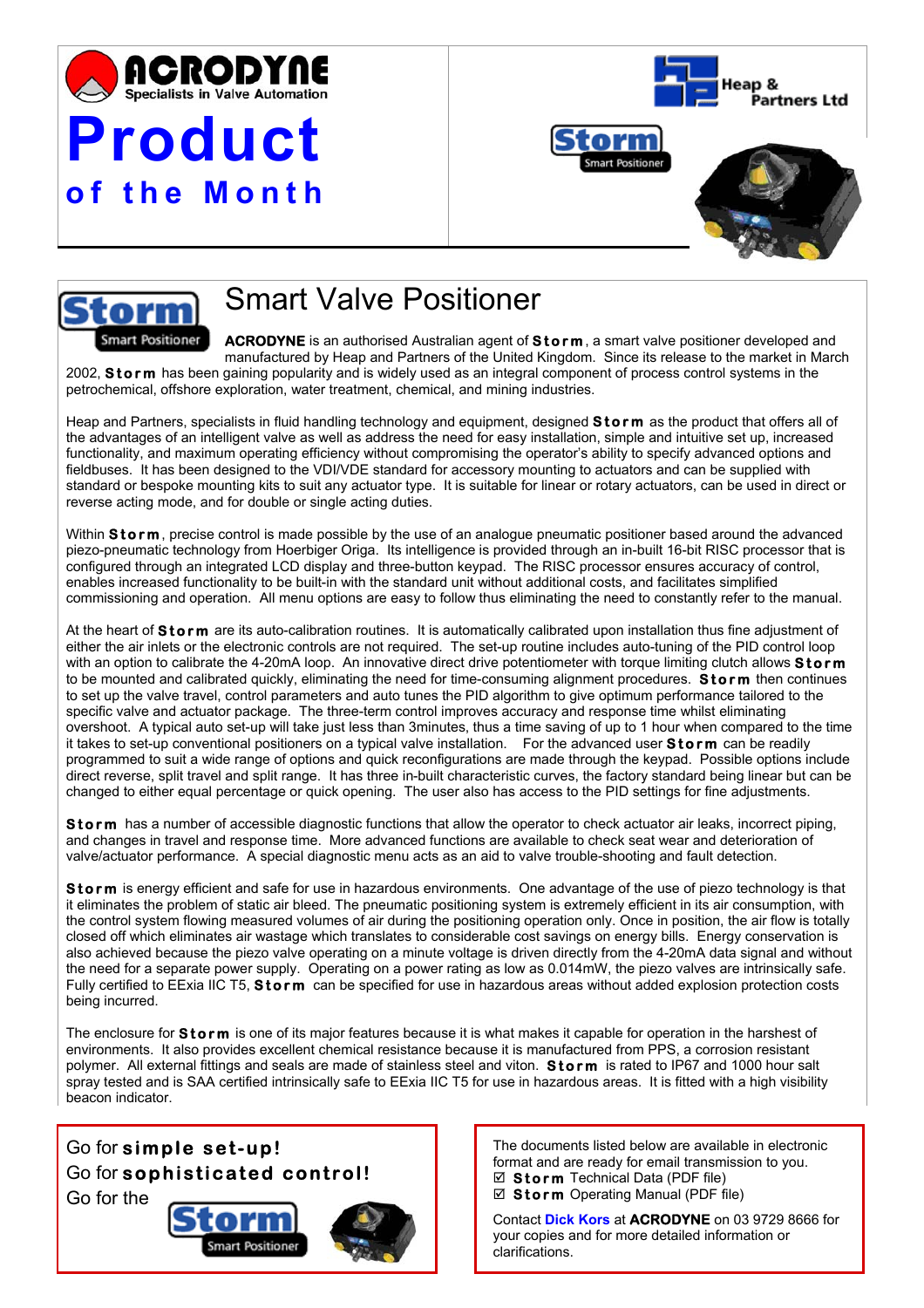**ACRODYNE**
Specialists in Valve Automation

# Product
## of the Month

Heap & Partners Ltd

**Storm** Smart Positioner

# Smart Valve Positioner

**ACRODYNE** is an authorised Australian agent of **Storm**, a smart valve positioner developed and manufactured by Heap and Partners of the United Kingdom. Since its release to the market in March 2002, **Storm** has been gaining popularity and is widely used as an integral component of process control systems in the petrochemical, offshore exploration, water treatment, chemical, and mining industries.

Heap and Partners, specialists in fluid handling technology and equipment, designed **Storm** as the product that offers all of the advantages of an intelligent valve as well as address the need for easy installation, simple and intuitive set up, increased functionality, and maximum operating efficiency without compromising the operator's ability to specify advanced options and fieldbuses. It has been designed to the VDI/VDE standard for accessory mounting to actuators and can be supplied with standard or bespoke mounting kits to suit any actuator type. It is suitable for linear or rotary actuators, can be used in direct or reverse acting mode, and for double or single acting duties.

Within **Storm**, precise control is made possible by the use of an analogue pneumatic positioner based around the advanced piezo-pneumatic technology from Hoerbiger Origa. Its intelligence is provided through an in-built 16-bit RISC processor that is configured through an integrated LCD display and three-button keypad. The RISC processor ensures accuracy of control, enables increased functionality to be built-in with the standard unit without additional costs, and facilitates simplified commissioning and operation. All menu options are easy to follow thus eliminating the need to constantly refer to the manual.

At the heart of **Storm** are its auto-calibration routines. It is automatically calibrated upon installation thus fine adjustment of either the air inlets or the electronic controls are not required. The set-up routine includes auto-tuning of the PID control loop with an option to calibrate the 4-20mA loop. An innovative direct drive potentiometer with torque limiting clutch allows **Storm** to be mounted and calibrated quickly, eliminating the need for time-consuming alignment procedures. **Storm** then continues to set up the valve travel, control parameters and auto tunes the PID algorithm to give optimum performance tailored to the specific valve and actuator package. The three-term control improves accuracy and response time whilst eliminating overshoot. A typical auto set-up will take just less than 3minutes, thus a time saving of up to 1 hour when compared to the time it takes to set-up conventional positioners on a typical valve installation. For the advanced user **Storm** can be readily programmed to suit a wide range of options and quick reconfigurations are made through the keypad. Possible options include direct reverse, split travel and split range. It has three in-built characteristic curves, the factory standard being linear but can be changed to either equal percentage or quick opening. The user also has access to the PID settings for fine adjustments.

**Storm** has a number of accessible diagnostic functions that allow the operator to check actuator air leaks, incorrect piping, and changes in travel and response time. More advanced functions are available to check seat wear and deterioration of valve/actuator performance. A special diagnostic menu acts as an aid to valve trouble-shooting and fault detection.

**Storm** is energy efficient and safe for use in hazardous environments. One advantage of the use of piezo technology is that it eliminates the problem of static air bleed. The pneumatic positioning system is extremely efficient in its air consumption, with the control system flowing measured volumes of air during the positioning operation only. Once in position, the air flow is totally closed off which eliminates air wastage which translates to considerable cost savings on energy bills. Energy conservation is also achieved because the piezo valve operating on a minute voltage is driven directly from the 4-20mA data signal and without the need for a separate power supply. Operating on a power rating as low as 0.014mW, the piezo valves are intrinsically safe. Fully certified to EExia IIC T5, **Storm** can be specified for use in hazardous areas without added explosion protection costs being incurred.

The enclosure for **Storm** is one of its major features because it is what makes it capable for operation in the harshest of environments. It also provides excellent chemical resistance because it is manufactured from PPS, a corrosion resistant polymer. All external fittings and seals are made of stainless steel and viton. **Storm** is rated to IP67 and 1000 hour salt spray tested and is SAA certified intrinsically safe to EExia IIC T5 for use in hazardous areas. It is fitted with a high visibility beacon indicator.

Go for **simple set-up!**
Go for **sophisticated control!**
Go for the **Storm** Smart Positioner

The documents listed below are available in electronic format and are ready for email transmission to you.

- ☑ **Storm** Technical Data (PDF file)
- ☑ **Storm** Operating Manual (PDF file)

Contact **Dick Kors** at **ACRODYNE** on 03 9729 8666 for your copies and for more detailed information or clarifications.